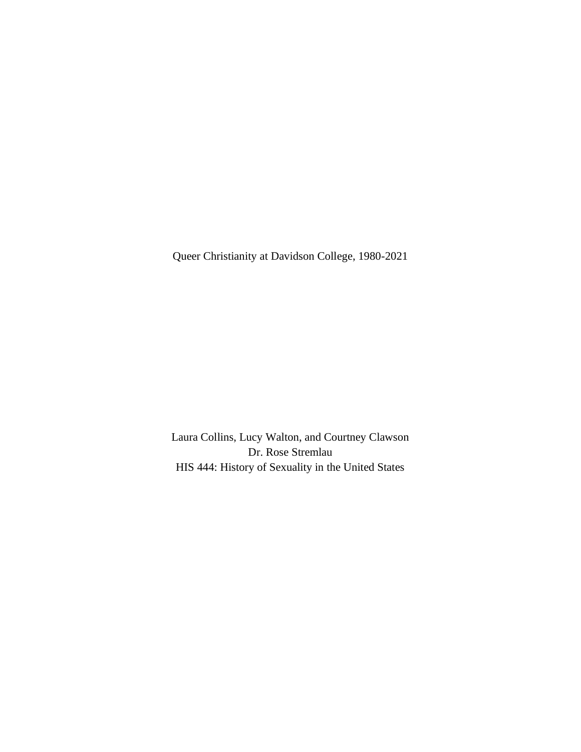# Queer Christianity at Davidson College, 1980-2021

Laura Collins, Lucy Walton, and Courtney Clawson

Dr. Rose Stremlau

HIS 444: History of Sexuality in the United States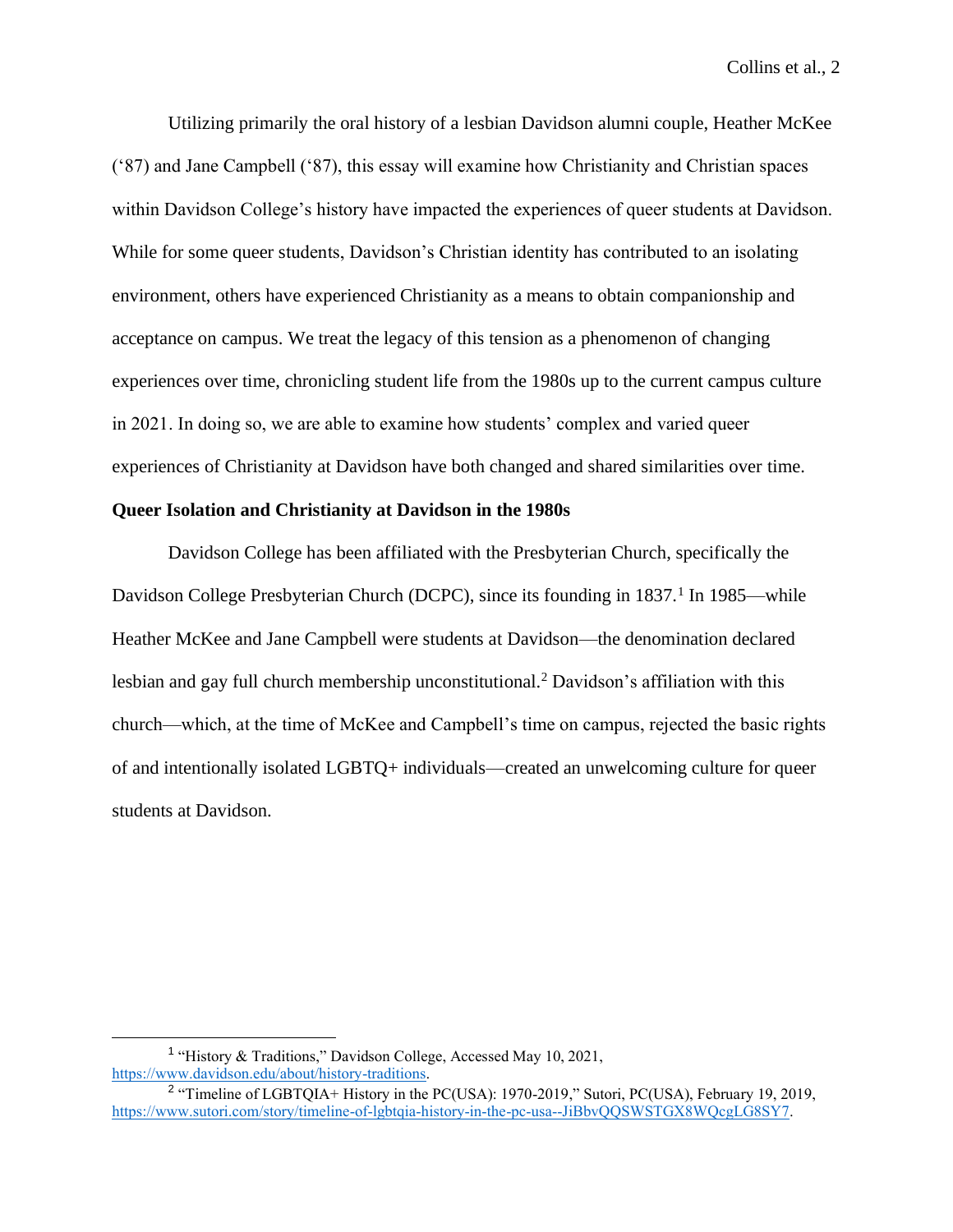Utilizing primarily the oral history of a lesbian Davidson alumni couple, Heather McKee ('87) and Jane Campbell ('87), this essay will examine how Christianity and Christian spaces within Davidson College's history have impacted the experiences of queer students at Davidson. While for some queer students, Davidson's Christian identity has contributed to an isolating environment, others have experienced Christianity as a means to obtain companionship and acceptance on campus. We treat the legacy of this tension as a phenomenon of changing experiences over time, chronicling student life from the 1980s up to the current campus culture in 2021. In doing so, we are able to examine how students' complex and varied queer experiences of Christianity at Davidson have both changed and shared similarities over time.

**Queer Isolation and Christianity at Davidson in the 1980s**

Davidson College has been affiliated with the Presbyterian Church, specifically the Davidson College Presbyterian Church (DCPC), since its founding in 1837.[1] In 1985—while Heather McKee and Jane Campbell were students at Davidson—the denomination declared lesbian and gay full church membership unconstitutional.[2] Davidson's affiliation with this church—which, at the time of McKee and Campbell's time on campus, rejected the basic rights of and intentionally isolated LGBTQ+ individuals—created an unwelcoming culture for queer students at Davidson.

---

[1] "History & Traditions," Davidson College, Accessed May 10, 2021, https://www.davidson.edu/about/history-traditions.

[2] "Timeline of LGBTQIA+ History in the PC(USA): 1970-2019," Sutori, PC(USA), February 19, 2019, https://www.sutori.com/story/timeline-of-lgbtqia-history-in-the-pc-usa--JiBbvQQSWSTGX8WQcgLG8SY7.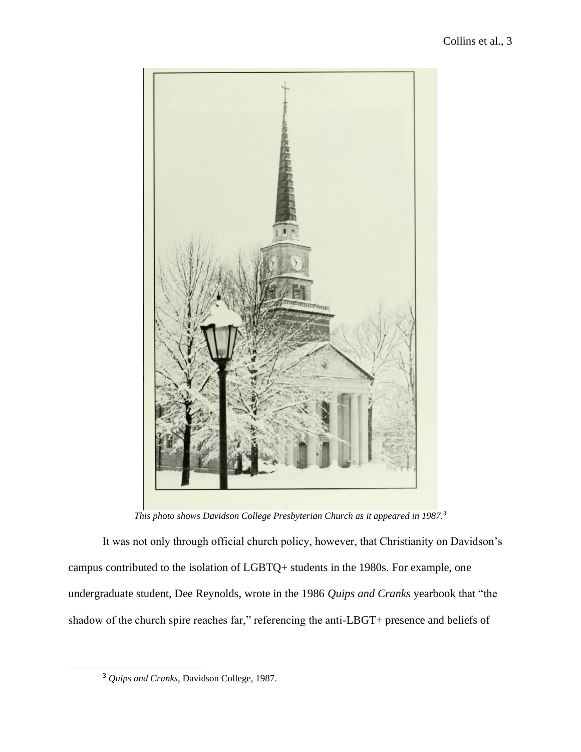*This photo shows Davidson College Presbyterian Church as it appeared in 1987.*[3]

It was not only through official church policy, however, that Christianity on Davidson's campus contributed to the isolation of LGBTQ+ students in the 1980s. For example, one undergraduate student, Dee Reynolds, wrote in the 1986 *Quips and Cranks* yearbook that "the shadow of the church spire reaches far," referencing the anti-LBGT+ presence and beliefs of

[3] *Quips and Cranks*, Davidson College, 1987.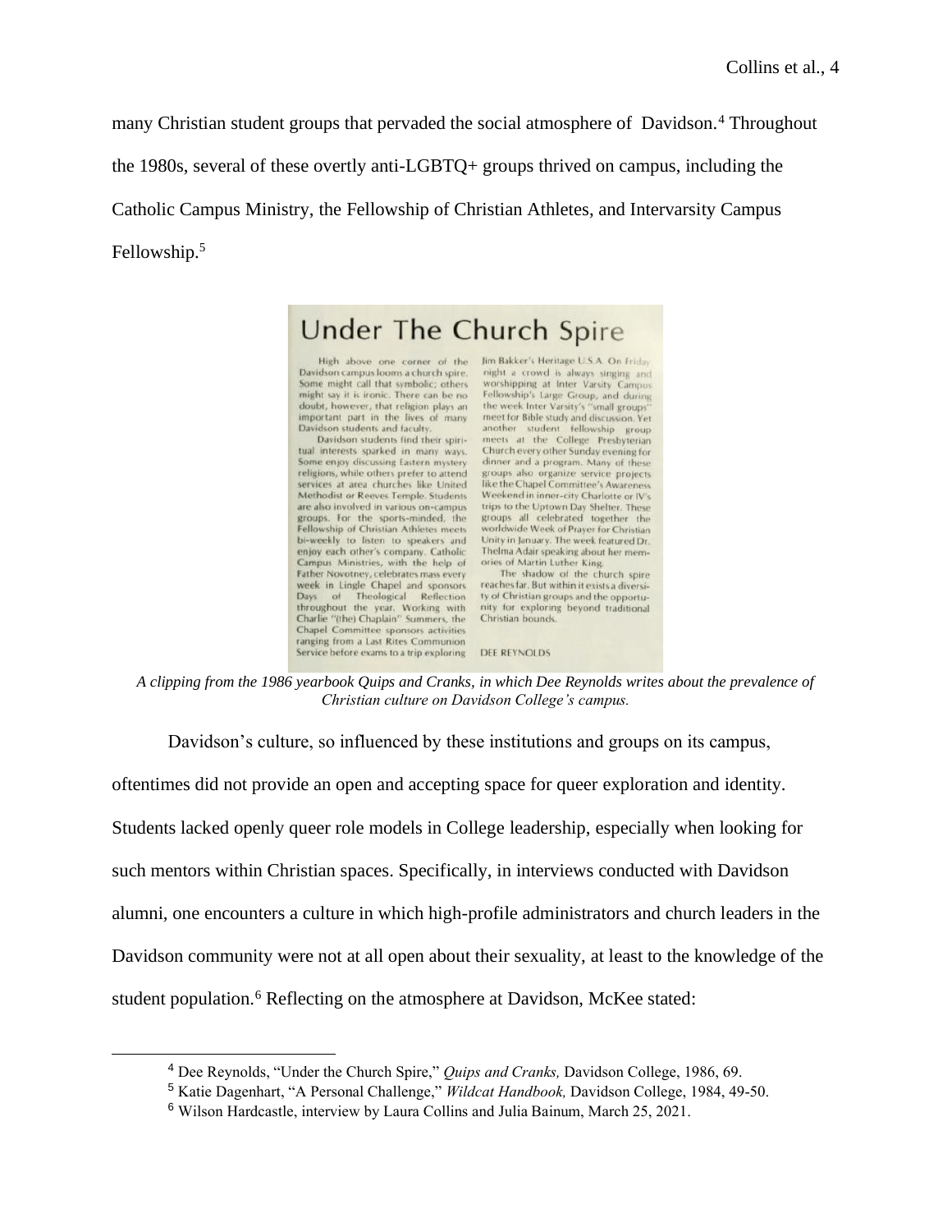many Christian student groups that pervaded the social atmosphere of Davidson.[4] Throughout the 1980s, several of these overtly anti-LGBTQ+ groups thrived on campus, including the Catholic Campus Ministry, the Fellowship of Christian Athletes, and Intervarsity Campus Fellowship.[5]

## Under The Church Spire

High above one corner of the Davidson campus looms a church spire. Some might call that symbolic; others might say it is ironic. There can be no doubt, however, that religion plays an important part in the lives of many Davidson students and faculty.

Davidson students find their spiritual interests sparked in many ways. Some enjoy discussing Eastern mystery religions, while others prefer to attend services at area churches like United Methodist or Reeves Temple. Students are also involved in various on-campus groups. For the sports-minded, the Fellowship of Christian Athletes meets bi-weekly to listen to speakers and enjoy each other's company. Catholic Campus Ministries, with the help of Father Novotney, celebrates mass every week in Lingle Chapel and sponsors Days of Theological Reflection throughout the year. Working with Charlie "(the) Chaplain" Summers, the Chapel Committee sponsors activities ranging from a Last Rites Communion Service before exams to a trip exploring Jim Bakker's Heritage U.S.A. On Friday night a crowd is always singing and worshipping at Inter Varsity Campus Fellowship's Large Group, and during the week Inter Varsity's "small groups" meet for Bible study and discussion. Yet another student fellowship group meets at the College Presbyterian Church every other Sunday evening for dinner and a program. Many of these groups also organize service projects like the Chapel Committee's Awareness Weekend in inner-city Charlotte or IV's trips to the Uptown Day Shelter. These groups all celebrated together the worldwide Week of Prayer for Christian Unity in January. The week featured Dr. Thelma Adair speaking about her memories of Martin Luther King.

The shadow of the church spire reaches far. But within it exists a diversity of Christian groups and the opportunity for exploring beyond traditional Christian bounds.

DEE REYNOLDS

*A clipping from the 1986 yearbook Quips and Cranks, in which Dee Reynolds writes about the prevalence of Christian culture on Davidson College's campus.*

Davidson's culture, so influenced by these institutions and groups on its campus, oftentimes did not provide an open and accepting space for queer exploration and identity. Students lacked openly queer role models in College leadership, especially when looking for such mentors within Christian spaces. Specifically, in interviews conducted with Davidson alumni, one encounters a culture in which high-profile administrators and church leaders in the Davidson community were not at all open about their sexuality, at least to the knowledge of the student population.[6] Reflecting on the atmosphere at Davidson, McKee stated:

---

[4] Dee Reynolds, "Under the Church Spire," *Quips and Cranks,* Davidson College, 1986, 69.

[5] Katie Dagenhart, "A Personal Challenge," *Wildcat Handbook,* Davidson College, 1984, 49-50.

[6] Wilson Hardcastle, interview by Laura Collins and Julia Bainum, March 25, 2021.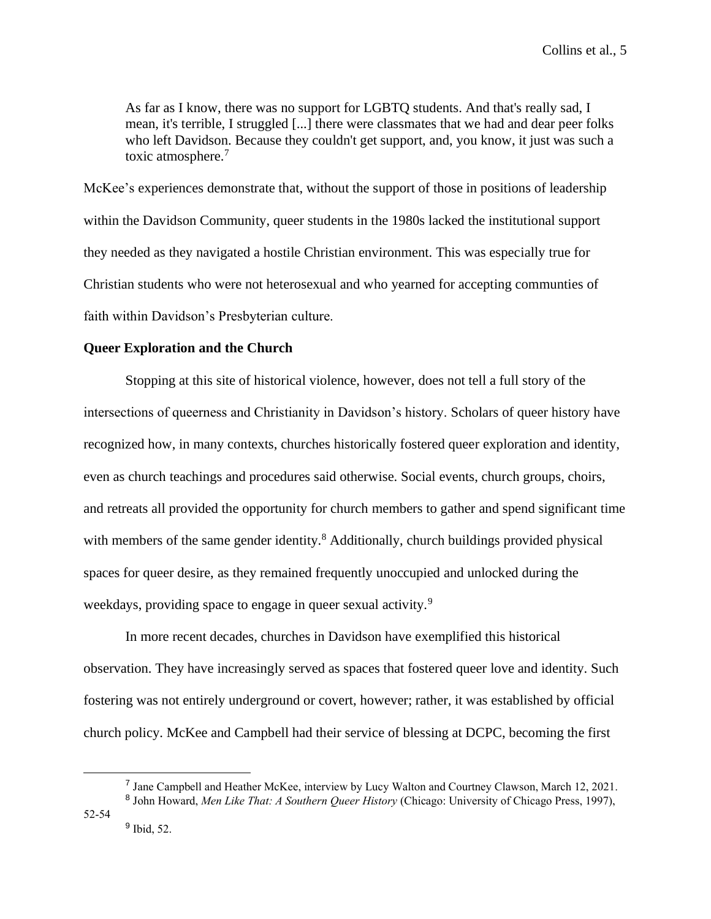> As far as I know, there was no support for LGBTQ students. And that's really sad, I mean, it's terrible, I struggled [...] there were classmates that we had and dear peer folks who left Davidson. Because they couldn't get support, and, you know, it just was such a toxic atmosphere.[7]

McKee's experiences demonstrate that, without the support of those in positions of leadership within the Davidson Community, queer students in the 1980s lacked the institutional support they needed as they navigated a hostile Christian environment. This was especially true for Christian students who were not heterosexual and who yearned for accepting communties of faith within Davidson's Presbyterian culture.

**Queer Exploration and the Church**

Stopping at this site of historical violence, however, does not tell a full story of the intersections of queerness and Christianity in Davidson's history. Scholars of queer history have recognized how, in many contexts, churches historically fostered queer exploration and identity, even as church teachings and procedures said otherwise. Social events, church groups, choirs, and retreats all provided the opportunity for church members to gather and spend significant time with members of the same gender identity.[8] Additionally, church buildings provided physical spaces for queer desire, as they remained frequently unoccupied and unlocked during the weekdays, providing space to engage in queer sexual activity.[9]

In more recent decades, churches in Davidson have exemplified this historical observation. They have increasingly served as spaces that fostered queer love and identity. Such fostering was not entirely underground or covert, however; rather, it was established by official church policy. McKee and Campbell had their service of blessing at DCPC, becoming the first

---

[7] Jane Campbell and Heather McKee, interview by Lucy Walton and Courtney Clawson, March 12, 2021.

[8] John Howard, *Men Like That: A Southern Queer History* (Chicago: University of Chicago Press, 1997), 52-54

[9] Ibid, 52.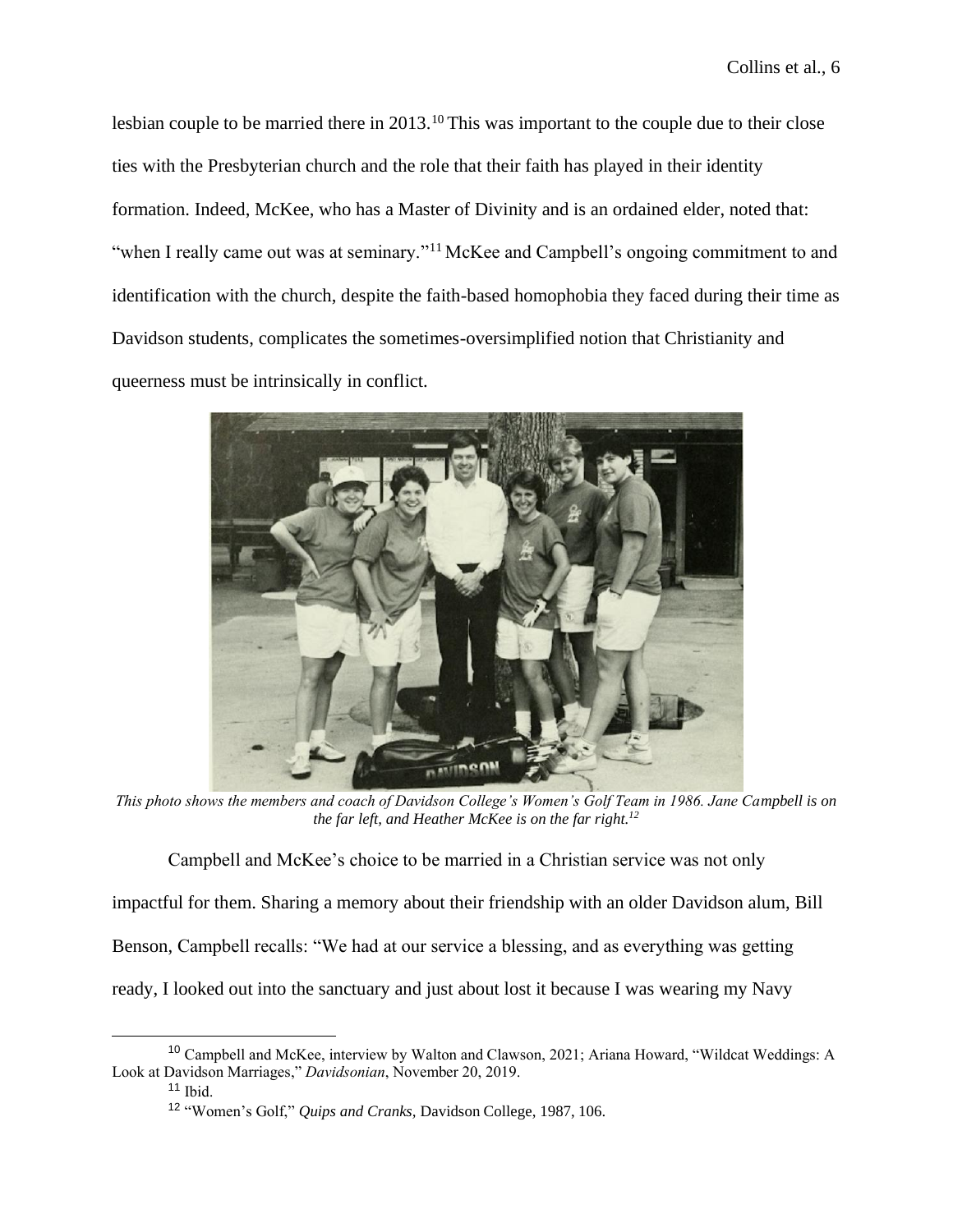lesbian couple to be married there in 2013.[10] This was important to the couple due to their close ties with the Presbyterian church and the role that their faith has played in their identity formation. Indeed, McKee, who has a Master of Divinity and is an ordained elder, noted that: "when I really came out was at seminary."[11] McKee and Campbell's ongoing commitment to and identification with the church, despite the faith-based homophobia they faced during their time as Davidson students, complicates the sometimes-oversimplified notion that Christianity and queerness must be intrinsically in conflict.

*This photo shows the members and coach of Davidson College's Women's Golf Team in 1986. Jane Campbell is on the far left, and Heather McKee is on the far right.[12]*

Campbell and McKee's choice to be married in a Christian service was not only impactful for them. Sharing a memory about their friendship with an older Davidson alum, Bill Benson, Campbell recalls: "We had at our service a blessing, and as everything was getting ready, I looked out into the sanctuary and just about lost it because I was wearing my Navy

---

[10] Campbell and McKee, interview by Walton and Clawson, 2021; Ariana Howard, "Wildcat Weddings: A Look at Davidson Marriages," *Davidsonian*, November 20, 2019.

[11] Ibid.

[12] "Women's Golf," *Quips and Cranks*, Davidson College, 1987, 106.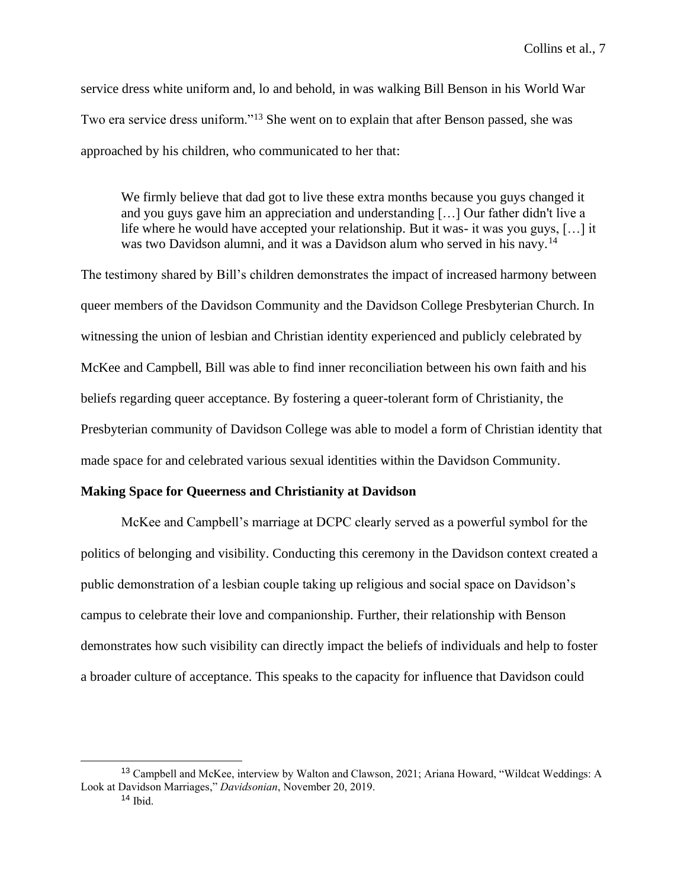service dress white uniform and, lo and behold, in was walking Bill Benson in his World War Two era service dress uniform."[13] She went on to explain that after Benson passed, she was approached by his children, who communicated to her that:

> We firmly believe that dad got to live these extra months because you guys changed it and you guys gave him an appreciation and understanding […] Our father didn't live a life where he would have accepted your relationship. But it was- it was you guys, […] it was two Davidson alumni, and it was a Davidson alum who served in his navy.[14]

The testimony shared by Bill's children demonstrates the impact of increased harmony between queer members of the Davidson Community and the Davidson College Presbyterian Church. In witnessing the union of lesbian and Christian identity experienced and publicly celebrated by McKee and Campbell, Bill was able to find inner reconciliation between his own faith and his beliefs regarding queer acceptance. By fostering a queer-tolerant form of Christianity, the Presbyterian community of Davidson College was able to model a form of Christian identity that made space for and celebrated various sexual identities within the Davidson Community.

**Making Space for Queerness and Christianity at Davidson**

McKee and Campbell's marriage at DCPC clearly served as a powerful symbol for the politics of belonging and visibility. Conducting this ceremony in the Davidson context created a public demonstration of a lesbian couple taking up religious and social space on Davidson's campus to celebrate their love and companionship. Further, their relationship with Benson demonstrates how such visibility can directly impact the beliefs of individuals and help to foster a broader culture of acceptance. This speaks to the capacity for influence that Davidson could

---

[13] Campbell and McKee, interview by Walton and Clawson, 2021; Ariana Howard, "Wildcat Weddings: A Look at Davidson Marriages," *Davidsonian*, November 20, 2019.

[14] Ibid.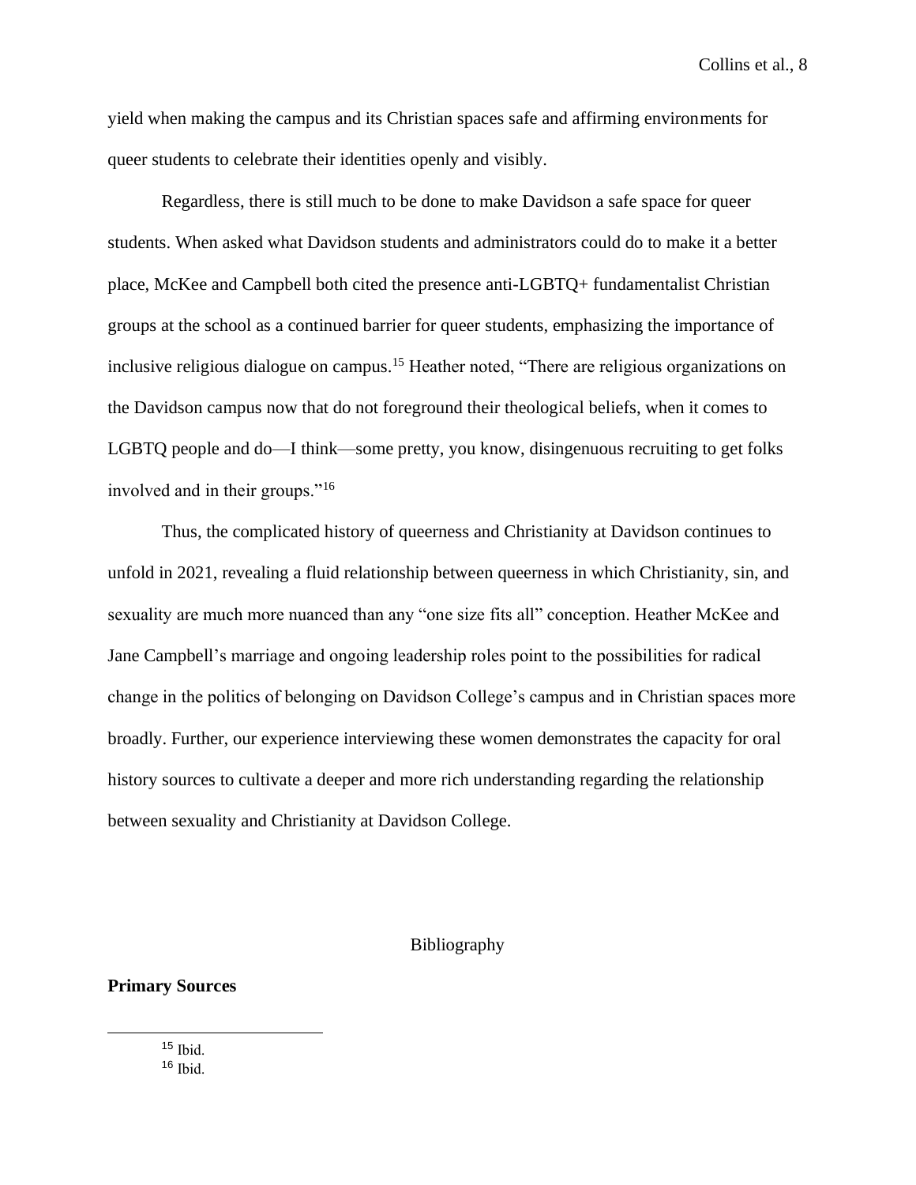yield when making the campus and its Christian spaces safe and affirming environments for queer students to celebrate their identities openly and visibly.

Regardless, there is still much to be done to make Davidson a safe space for queer students. When asked what Davidson students and administrators could do to make it a better place, McKee and Campbell both cited the presence anti-LGBTQ+ fundamentalist Christian groups at the school as a continued barrier for queer students, emphasizing the importance of inclusive religious dialogue on campus.[15] Heather noted, “There are religious organizations on the Davidson campus now that do not foreground their theological beliefs, when it comes to LGBTQ people and do—I think—some pretty, you know, disingenuous recruiting to get folks involved and in their groups.”[16]

Thus, the complicated history of queerness and Christianity at Davidson continues to unfold in 2021, revealing a fluid relationship between queerness in which Christianity, sin, and sexuality are much more nuanced than any “one size fits all” conception. Heather McKee and Jane Campbell’s marriage and ongoing leadership roles point to the possibilities for radical change in the politics of belonging on Davidson College’s campus and in Christian spaces more broadly. Further, our experience interviewing these women demonstrates the capacity for oral history sources to cultivate a deeper and more rich understanding regarding the relationship between sexuality and Christianity at Davidson College.

## Bibliography

**Primary Sources**

---

[15] Ibid.

[16] Ibid.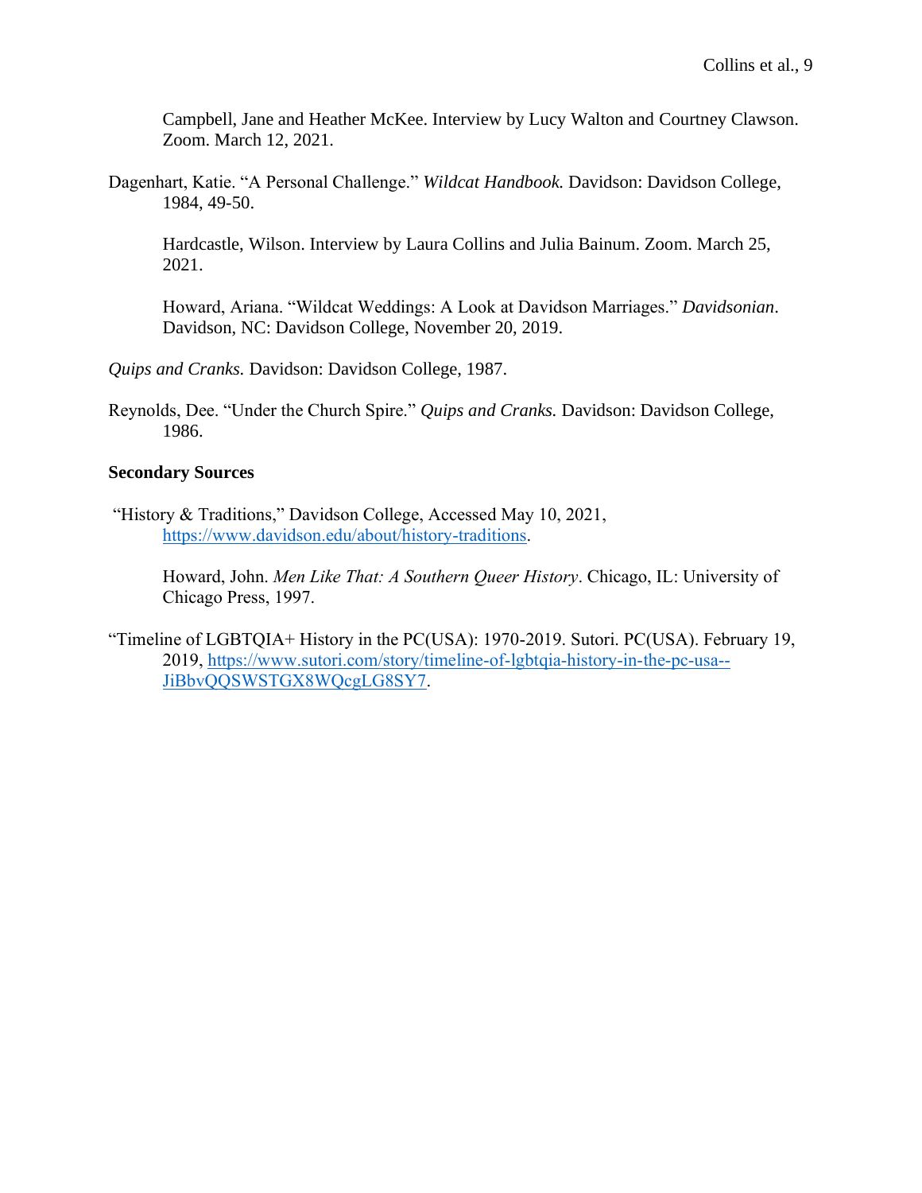Campbell, Jane and Heather McKee. Interview by Lucy Walton and Courtney Clawson. Zoom. March 12, 2021.

Dagenhart, Katie. "A Personal Challenge." *Wildcat Handbook.* Davidson: Davidson College, 1984, 49-50.

Hardcastle, Wilson. Interview by Laura Collins and Julia Bainum. Zoom. March 25, 2021.

Howard, Ariana. "Wildcat Weddings: A Look at Davidson Marriages." *Davidsonian*. Davidson, NC: Davidson College, November 20, 2019.

*Quips and Cranks.* Davidson: Davidson College, 1987.

Reynolds, Dee. "Under the Church Spire." *Quips and Cranks.* Davidson: Davidson College, 1986.

**Secondary Sources**

"History & Traditions," Davidson College, Accessed May 10, 2021, https://www.davidson.edu/about/history-traditions.

Howard, John. *Men Like That: A Southern Queer History*. Chicago, IL: University of Chicago Press, 1997.

"Timeline of LGBTQIA+ History in the PC(USA): 1970-2019. Sutori. PC(USA). February 19, 2019, https://www.sutori.com/story/timeline-of-lgbtqia-history-in-the-pc-usa--JiBbvQQSWSTGX8WQcgLG8SY7.